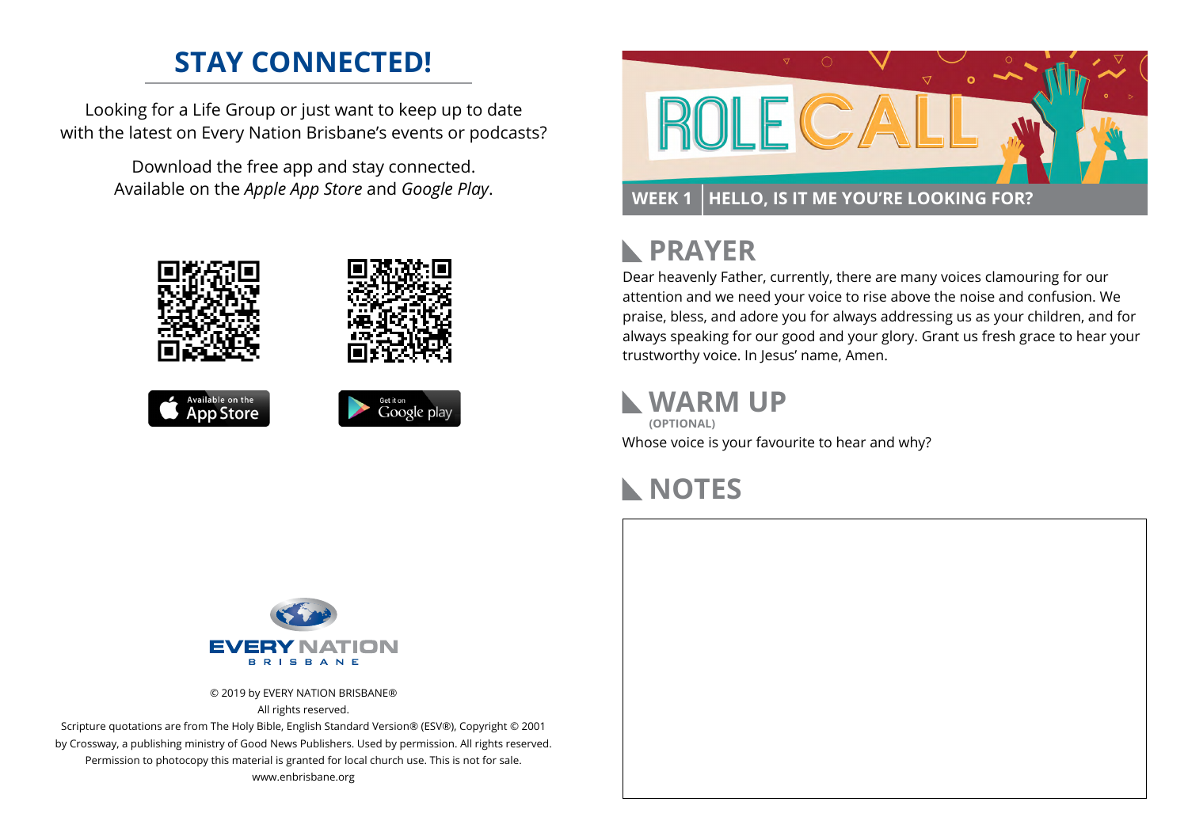# STAY CONNECTED!

Looking for a Life Group or just want to keep up to date with the latest on Every Nation Brisbane's events or podcasts?

Download the free app and stay connected. Available on the *Apple App Store* and *Google Play*.

Available on the App Store

Get it on Google play

EVERY NATION BRISBANE

© 2019 by EVERY NATION BRISBANE®
All rights reserved.
Scripture quotations are from The Holy Bible, English Standard Version® (ESV®), Copyright © 2001 by Crossway, a publishing ministry of Good News Publishers. Used by permission. All rights reserved.
Permission to photocopy this material is granted for local church use. This is not for sale.
www.enbrisbane.org

# ROLE CALL

**WEEK 1 | HELLO, IS IT ME YOU'RE LOOKING FOR?**

## PRAYER

Dear heavenly Father, currently, there are many voices clamouring for our attention and we need your voice to rise above the noise and confusion. We praise, bless, and adore you for always addressing us as your children, and for always speaking for our good and your glory. Grant us fresh grace to hear your trustworthy voice. In Jesus' name, Amen.

## WARM UP

**(OPTIONAL)**

Whose voice is your favourite to hear and why?

## NOTES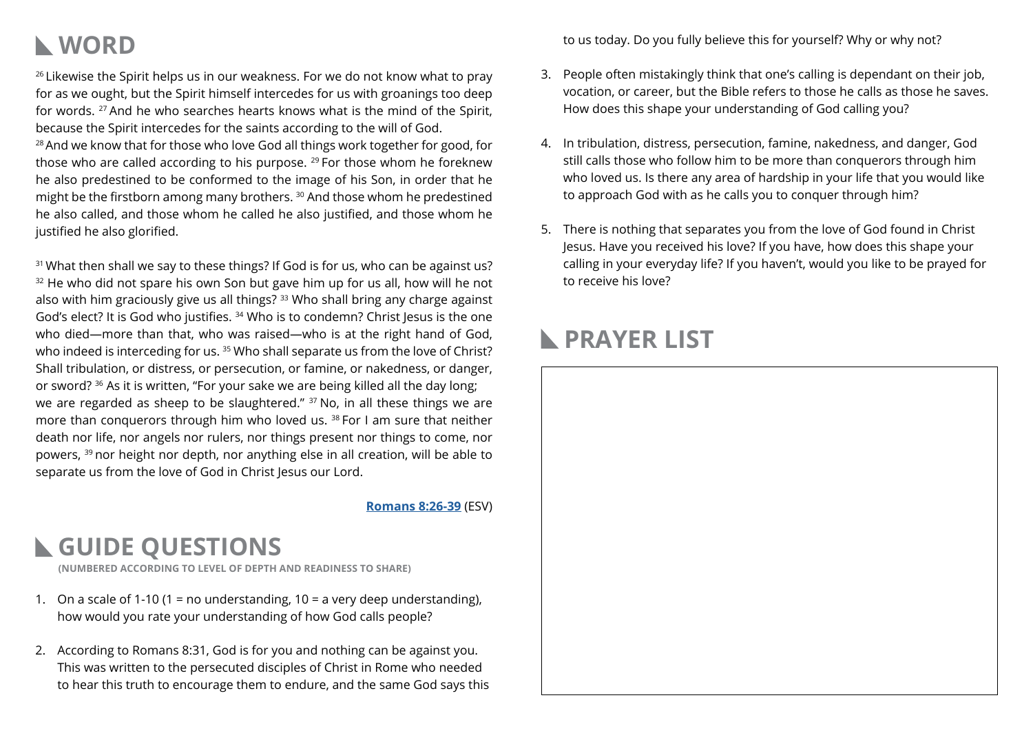## WORD

[26] Likewise the Spirit helps us in our weakness. For we do not know what to pray for as we ought, but the Spirit himself intercedes for us with groanings too deep for words. [27] And he who searches hearts knows what is the mind of the Spirit, because the Spirit intercedes for the saints according to the will of God.
[28] And we know that for those who love God all things work together for good, for those who are called according to his purpose. [29] For those whom he foreknew he also predestined to be conformed to the image of his Son, in order that he might be the firstborn among many brothers. [30] And those whom he predestined he also called, and those whom he called he also justified, and those whom he justified he also glorified.

[31] What then shall we say to these things? If God is for us, who can be against us? [32] He who did not spare his own Son but gave him up for us all, how will he not also with him graciously give us all things? [33] Who shall bring any charge against God's elect? It is God who justifies. [34] Who is to condemn? Christ Jesus is the one who died—more than that, who was raised—who is at the right hand of God, who indeed is interceding for us. [35] Who shall separate us from the love of Christ? Shall tribulation, or distress, or persecution, or famine, or nakedness, or danger, or sword? [36] As it is written, "For your sake we are being killed all the day long; we are regarded as sheep to be slaughtered." [37] No, in all these things we are more than conquerors through him who loved us. [38] For I am sure that neither death nor life, nor angels nor rulers, nor things present nor things to come, nor powers, [39] nor height nor depth, nor anything else in all creation, will be able to separate us from the love of God in Christ Jesus our Lord.

**Romans 8:26-39** (ESV)

## GUIDE QUESTIONS

**(NUMBERED ACCORDING TO LEVEL OF DEPTH AND READINESS TO SHARE)**

1. On a scale of 1-10 (1 = no understanding, 10 = a very deep understanding), how would you rate your understanding of how God calls people?
2. According to Romans 8:31, God is for you and nothing can be against you. This was written to the persecuted disciples of Christ in Rome who needed to hear this truth to encourage them to endure, and the same God says this to us today. Do you fully believe this for yourself? Why or why not?
3. People often mistakingly think that one's calling is dependant on their job, vocation, or career, but the Bible refers to those he calls as those he saves. How does this shape your understanding of God calling you?
4. In tribulation, distress, persecution, famine, nakedness, and danger, God still calls those who follow him to be more than conquerors through him who loved us. Is there any area of hardship in your life that you would like to approach God with as he calls you to conquer through him?
5. There is nothing that separates you from the love of God found in Christ Jesus. Have you received his love? If you have, how does this shape your calling in your everyday life? If you haven't, would you like to be prayed for to receive his love?

## PRAYER LIST